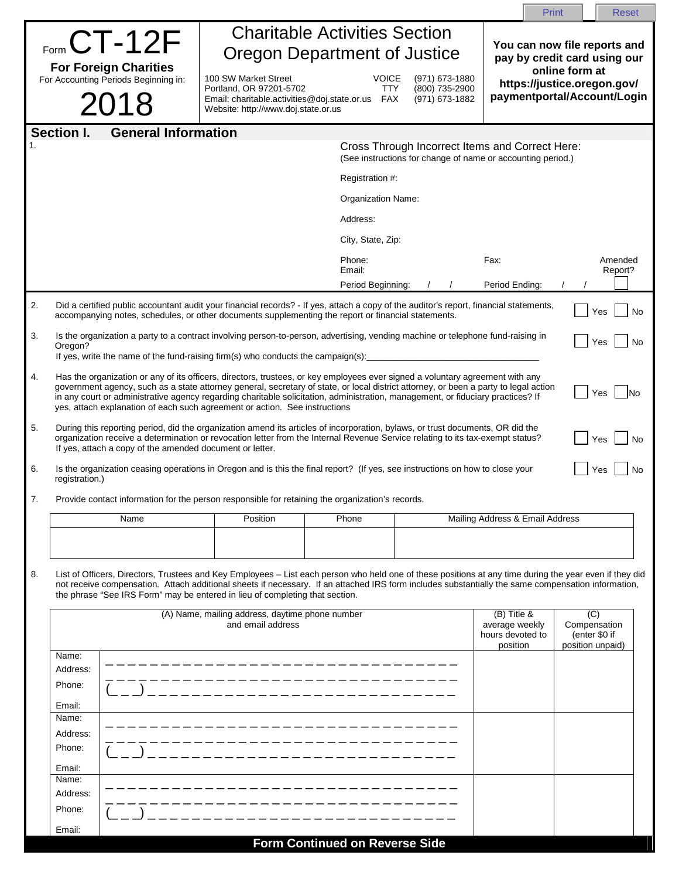Print Reset

# Form CT-12F

**For Foreign Charities**

For Accounting Periods Beginning in:

# 2018

## Charitable Activities Section
## Oregon Department of Justice

100 SW Market Street
Portland, OR 97201-5702
Email: charitable.activities@doj.state.or.us
Website: http://www.doj.state.or.us

VOICE (971) 673-1880
TTY (800) 735-2900
FAX (971) 673-1882

**You can now file reports and pay by credit card using our online form at https://justice.oregon.gov/paymentportal/Account/Login**

## Section I. General Information

1.

Cross Through Incorrect Items and Correct Here:
(See instructions for change of name or accounting period.)

Registration #:

Organization Name:

Address:

City, State, Zip:

Phone: Fax: Amended Report?
Email:

Period Beginning: / / Period Ending: / /

2. Did a certified public accountant audit your financial records? - If yes, attach a copy of the auditor's report, financial statements, accompanying notes, schedules, or other documents supplementing the report or financial statements. ☐ Yes ☐ No

3. Is the organization a party to a contract involving person-to-person, advertising, vending machine or telephone fund-raising in Oregon? ☐ Yes ☐ No
If yes, write the name of the fund-raising firm(s) who conducts the campaign(s):____________________________

4. Has the organization or any of its officers, directors, trustees, or key employees ever signed a voluntary agreement with any government agency, such as a state attorney general, secretary of state, or local district attorney, or been a party to legal action in any court or administrative agency regarding charitable solicitation, administration, management, or fiduciary practices? If yes, attach explanation of each such agreement or action. See instructions ☐ Yes ☐ No

5. During this reporting period, did the organization amend its articles of incorporation, bylaws, or trust documents, OR did the organization receive a determination or revocation letter from the Internal Revenue Service relating to its tax-exempt status? If yes, attach a copy of the amended document or letter. ☐ Yes ☐ No

6. Is the organization ceasing operations in Oregon and is this the final report? (If yes, see instructions on how to close your registration.) ☐ Yes ☐ No

7. Provide contact information for the person responsible for retaining the organization's records.

| Name | Position | Phone | Mailing Address & Email Address |
|---|---|---|---|
| | | | |

8. List of Officers, Directors, Trustees and Key Employees – List each person who held one of these positions at any time during the year even if they did not receive compensation. Attach additional sheets if necessary. If an attached IRS form includes substantially the same compensation information, the phrase "See IRS Form" may be entered in lieu of completing that section.

| (A) Name, mailing address, daytime phone number and email address | (B) Title & average weekly hours devoted to position | (C) Compensation (enter $0 if position unpaid) |
|---|---|---|
| Name:<br>Address:<br>Phone: ( )<br>Email: | | |
| Name:<br>Address:<br>Phone: ( )<br>Email: | | |
| Name:<br>Address:<br>Phone: ( )<br>Email: | | |

**Form Continued on Reverse Side**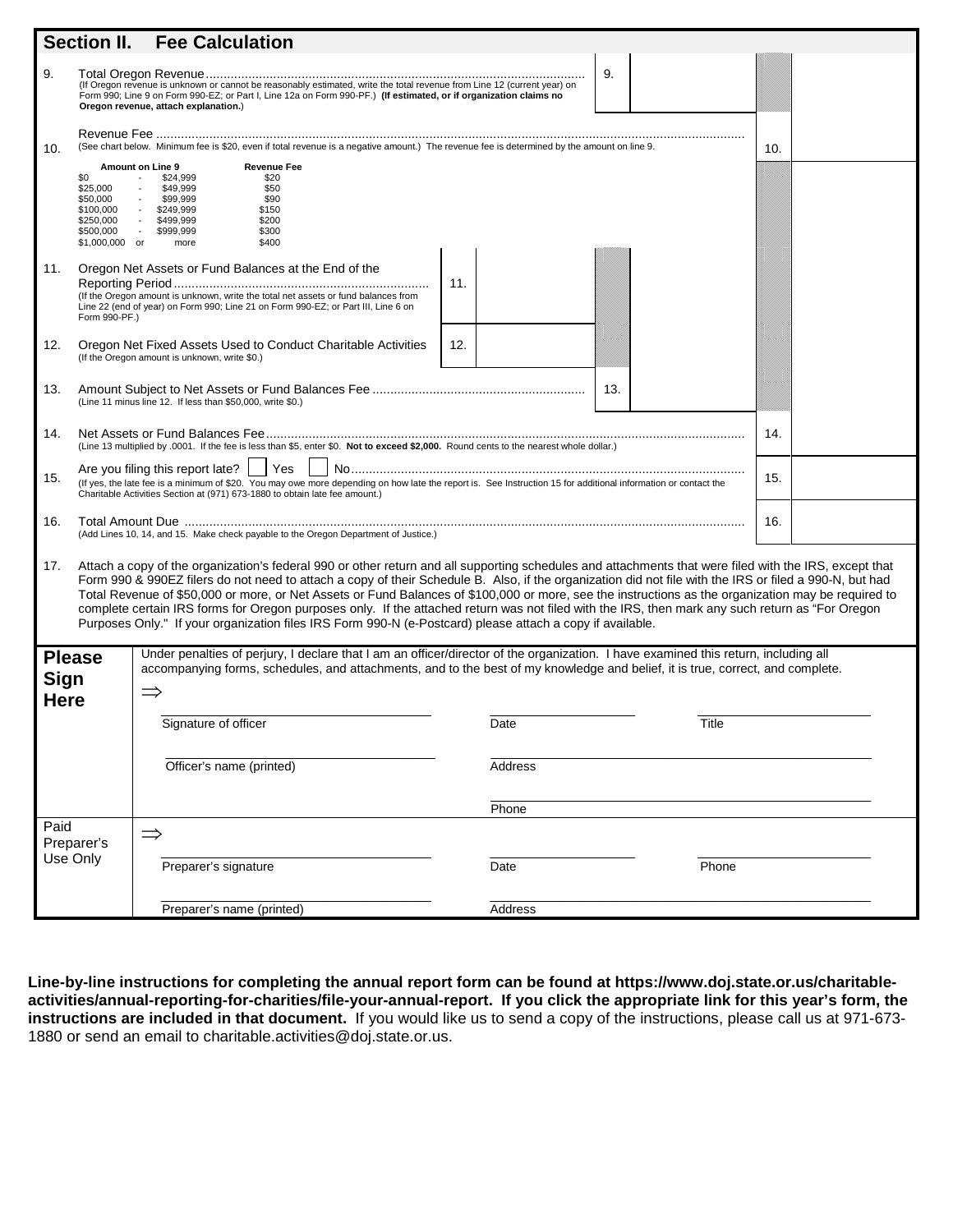## Section II. Fee Calculation

9. Total Oregon Revenue .......... 9. ______
(If Oregon revenue is unknown or cannot be reasonably estimated, write the total revenue from Line 12 (current year) on Form 990; Line 9 on Form 990-EZ; or Part I, Line 12a on Form 990-PF.) **(If estimated, or if organization claims no Oregon revenue, attach explanation.)**

10. Revenue Fee .......... 10. ______
(See chart below. Minimum fee is $20, even if total revenue is a negative amount.) The revenue fee is determined by the amount on line 9.

| Amount on Line 9 | Revenue Fee |
|---|---|
| $0 - $24,999 | $20 |
| $25,000 - $49,999 | $50 |
| $50,000 - $99,999 | $90 |
| $100,000 - $249,999 | $150 |
| $250,000 - $499,999 | $200 |
| $500,000 - $999,999 | $300 |
| $1,000,000 or more | $400 |

11. Oregon Net Assets or Fund Balances at the End of the Reporting Period .......... 11. ______
(If the Oregon amount is unknown, write the total net assets or fund balances from Line 22 (end of year) on Form 990; Line 21 on Form 990-EZ; or Part III, Line 6 on Form 990-PF.)

12. Oregon Net Fixed Assets Used to Conduct Charitable Activities 12. ______
(If the Oregon amount is unknown, write $0.)

13. Amount Subject to Net Assets or Fund Balances Fee .......... 13. ______
(Line 11 minus line 12. If less than $50,000, write $0.)

14. Net Assets or Fund Balances Fee .......... 14. ______
(Line 13 multiplied by .0001. If the fee is less than $5, enter $0. **Not to exceed $2,000.** Round cents to the nearest whole dollar.)

15. Are you filing this report late? ☐ Yes ☐ No .......... 15. ______
(If yes, the late fee is a minimum of $20. You may owe more depending on how late the report is. See Instruction 15 for additional information or contact the Charitable Activities Section at (971) 673-1880 to obtain late fee amount.)

16. Total Amount Due .......... 16. ______
(Add Lines 10, 14, and 15. Make check payable to the Oregon Department of Justice.)

17. Attach a copy of the organization's federal 990 or other return and all supporting schedules and attachments that were filed with the IRS, except that Form 990 & 990EZ filers do not need to attach a copy of their Schedule B. Also, if the organization did not file with the IRS or filed a 990-N, but had Total Revenue of $50,000 or more, or Net Assets or Fund Balances of $100,000 or more, see the instructions as the organization may be required to complete certain IRS forms for Oregon purposes only. If the attached return was not filed with the IRS, then mark any such return as "For Oregon Purposes Only." If your organization files IRS Form 990-N (e-Postcard) please attach a copy if available.

**Please Sign Here**

Under penalties of perjury, I declare that I am an officer/director of the organization. I have examined this return, including all accompanying forms, schedules, and attachments, and to the best of my knowledge and belief, it is true, correct, and complete.

⇒

Signature of officer ______ Date ______ Title ______

Officer's name (printed) ______ Address ______

Phone ______

**Paid Preparer's Use Only**

⇒

Preparer's signature ______ Date ______ Phone ______

Preparer's name (printed) ______ Address ______

**Line-by-line instructions for completing the annual report form can be found at https://www.doj.state.or.us/charitable-activities/annual-reporting-for-charities/file-your-annual-report. If you click the appropriate link for this year's form, the instructions are included in that document.** If you would like us to send a copy of the instructions, please call us at 971-673-1880 or send an email to charitable.activities@doj.state.or.us.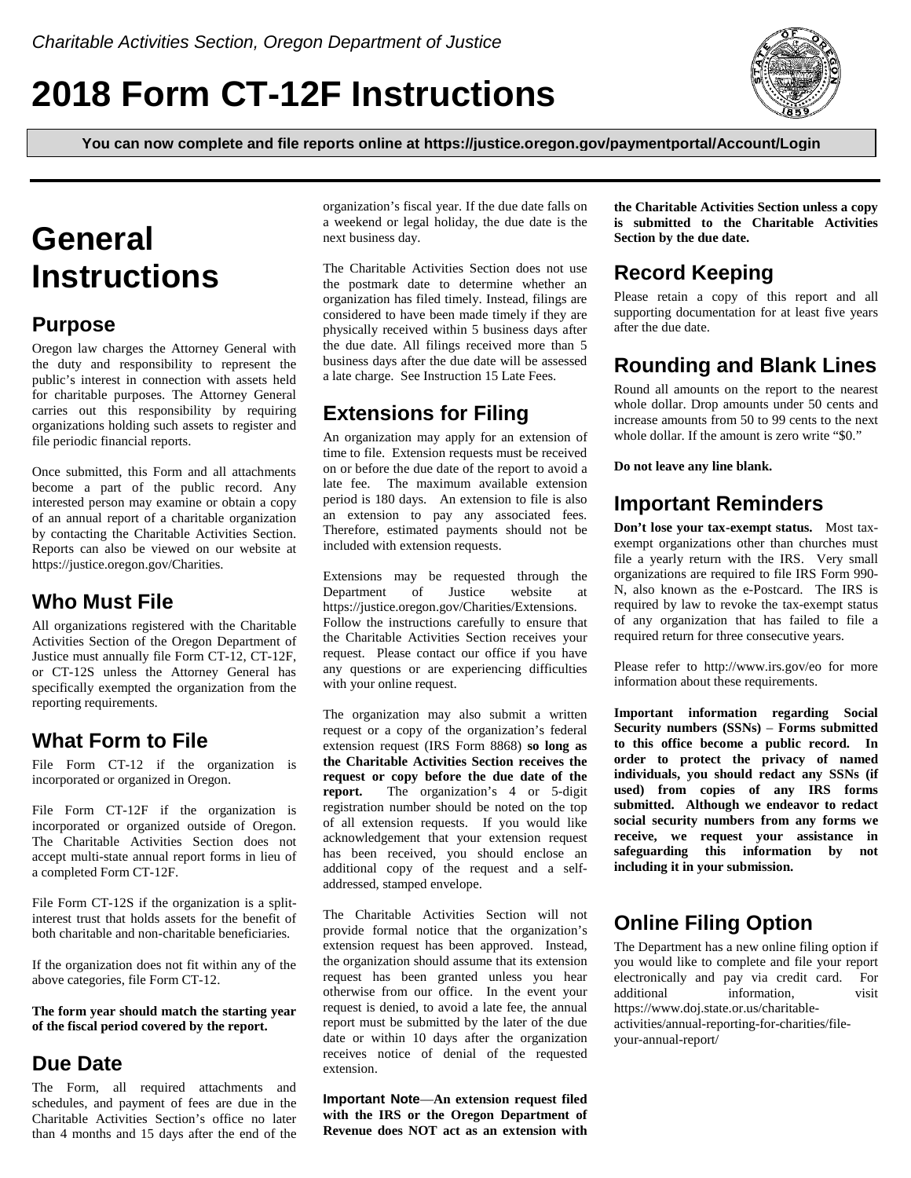*Charitable Activities Section, Oregon Department of Justice*

# 2018 Form CT-12F Instructions

**You can now complete and file reports online at https://justice.oregon.gov/paymentportal/Account/Login**

# General Instructions

## Purpose

Oregon law charges the Attorney General with the duty and responsibility to represent the public's interest in connection with assets held for charitable purposes. The Attorney General carries out this responsibility by requiring organizations holding such assets to register and file periodic financial reports.

Once submitted, this Form and all attachments become a part of the public record. Any interested person may examine or obtain a copy of an annual report of a charitable organization by contacting the Charitable Activities Section. Reports can also be viewed on our website at https://justice.oregon.gov/Charities.

## Who Must File

All organizations registered with the Charitable Activities Section of the Oregon Department of Justice must annually file Form CT-12, CT-12F, or CT-12S unless the Attorney General has specifically exempted the organization from the reporting requirements.

## What Form to File

File Form CT-12 if the organization is incorporated or organized in Oregon.

File Form CT-12F if the organization is incorporated or organized outside of Oregon. The Charitable Activities Section does not accept multi-state annual report forms in lieu of a completed Form CT-12F.

File Form CT-12S if the organization is a split-interest trust that holds assets for the benefit of both charitable and non-charitable beneficiaries.

If the organization does not fit within any of the above categories, file Form CT-12.

**The form year should match the starting year of the fiscal period covered by the report.**

## Due Date

The Form, all required attachments and schedules, and payment of fees are due in the Charitable Activities Section's office no later than 4 months and 15 days after the end of the organization's fiscal year. If the due date falls on a weekend or legal holiday, the due date is the next business day.

The Charitable Activities Section does not use the postmark date to determine whether an organization has filed timely. Instead, filings are considered to have been made timely if they are physically received within 5 business days after the due date. All filings received more than 5 business days after the due date will be assessed a late charge. See Instruction 15 Late Fees.

## Extensions for Filing

An organization may apply for an extension of time to file. Extension requests must be received on or before the due date of the report to avoid a late fee. The maximum available extension period is 180 days. An extension to file is also an extension to pay any associated fees. Therefore, estimated payments should not be included with extension requests.

Extensions may be requested through the Department of Justice website at https://justice.oregon.gov/Charities/Extensions. Follow the instructions carefully to ensure that the Charitable Activities Section receives your request. Please contact our office if you have any questions or are experiencing difficulties with your online request.

The organization may also submit a written request or a copy of the organization's federal extension request (IRS Form 8868) **so long as the Charitable Activities Section receives the request or copy before the due date of the report.** The organization's 4 or 5-digit registration number should be noted on the top of all extension requests. If you would like acknowledgement that your extension request has been received, you should enclose an additional copy of the request and a self-addressed, stamped envelope.

The Charitable Activities Section will not provide formal notice that the organization's extension request has been approved. Instead, the organization should assume that its extension request has been granted unless you hear otherwise from our office. In the event your request is denied, to avoid a late fee, the annual report must be submitted by the later of the due date or within 10 days after the organization receives notice of denial of the requested extension.

**Important Note—An extension request filed with the IRS or the Oregon Department of Revenue does NOT act as an extension with the Charitable Activities Section unless a copy is submitted to the Charitable Activities Section by the due date.**

## Record Keeping

Please retain a copy of this report and all supporting documentation for at least five years after the due date.

## Rounding and Blank Lines

Round all amounts on the report to the nearest whole dollar. Drop amounts under 50 cents and increase amounts from 50 to 99 cents to the next whole dollar. If the amount is zero write "$0."

**Do not leave any line blank.**

## Important Reminders

**Don't lose your tax-exempt status.** Most tax-exempt organizations other than churches must file a yearly return with the IRS. Very small organizations are required to file IRS Form 990-N, also known as the e-Postcard. The IRS is required by law to revoke the tax-exempt status of any organization that has failed to file a required return for three consecutive years.

Please refer to http://www.irs.gov/eo for more information about these requirements.

**Important information regarding Social Security numbers (SSNs) – Forms submitted to this office become a public record. In order to protect the privacy of named individuals, you should redact any SSNs (if used) from copies of any IRS forms submitted. Although we endeavor to redact social security numbers from any forms we receive, we request your assistance in safeguarding this information by not including it in your submission.**

## Online Filing Option

The Department has a new online filing option if you would like to complete and file your report electronically and pay via credit card. For additional information, visit https://www.doj.state.or.us/charitable-activities/annual-reporting-for-charities/file-your-annual-report/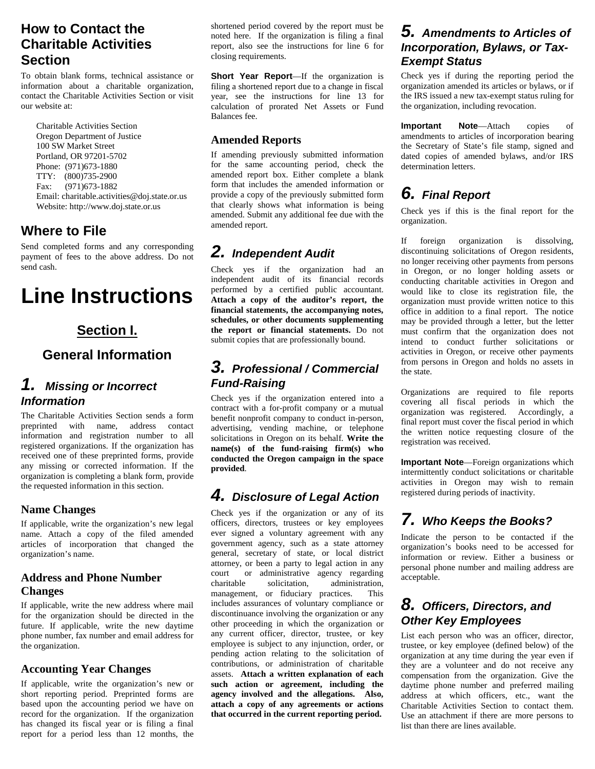## How to Contact the Charitable Activities Section

To obtain blank forms, technical assistance or information about a charitable organization, contact the Charitable Activities Section or visit our website at:

Charitable Activities Section
Oregon Department of Justice
100 SW Market Street
Portland, OR 97201-5702
Phone: (971)673-1880
TTY: (800)735-2900
Fax: (971)673-1882
Email: charitable.activities@doj.state.or.us
Website: http://www.doj.state.or.us

## Where to File

Send completed forms and any corresponding payment of fees to the above address. Do not send cash.

# Line Instructions

## Section I.

## General Information

### 1. Missing or Incorrect Information

The Charitable Activities Section sends a form preprinted with name, address contact information and registration number to all registered organizations. If the organization has received one of these preprinted forms, provide any missing or corrected information. If the organization is completing a blank form, provide the requested information in this section.

#### Name Changes

If applicable, write the organization's new legal name. Attach a copy of the filed amended articles of incorporation that changed the organization's name.

#### Address and Phone Number Changes

If applicable, write the new address where mail for the organization should be directed in the future. If applicable, write the new daytime phone number, fax number and email address for the organization.

#### Accounting Year Changes

If applicable, write the organization's new or short reporting period. Preprinted forms are based upon the accounting period we have on record for the organization. If the organization has changed its fiscal year or is filing a final report for a period less than 12 months, the shortened period covered by the report must be noted here. If the organization is filing a final report, also see the instructions for line 6 for closing requirements.

**Short Year Report**—If the organization is filing a shortened report due to a change in fiscal year, see the instructions for line 13 for calculation of prorated Net Assets or Fund Balances fee.

#### Amended Reports

If amending previously submitted information for the same accounting period, check the amended report box. Either complete a blank form that includes the amended information or provide a copy of the previously submitted form that clearly shows what information is being amended. Submit any additional fee due with the amended report.

### 2. Independent Audit

Check yes if the organization had an independent audit of its financial records performed by a certified public accountant. **Attach a copy of the auditor's report, the financial statements, the accompanying notes, schedules, or other documents supplementing the report or financial statements.** Do not submit copies that are professionally bound.

### 3. Professional / Commercial Fund-Raising

Check yes if the organization entered into a contract with a for-profit company or a mutual benefit nonprofit company to conduct in-person, advertising, vending machine, or telephone solicitations in Oregon on its behalf. **Write the name(s) of the fund-raising firm(s) who conducted the Oregon campaign in the space provided**.

### 4. Disclosure of Legal Action

Check yes if the organization or any of its officers, directors, trustees or key employees ever signed a voluntary agreement with any government agency, such as a state attorney general, secretary of state, or local district attorney, or been a party to legal action in any court or administrative agency regarding charitable solicitation, administration, management, or fiduciary practices. This includes assurances of voluntary compliance or discontinuance involving the organization or any other proceeding in which the organization or any current officer, director, trustee, or key employee is subject to any injunction, order, or pending action relating to the solicitation of contributions, or administration of charitable assets. **Attach a written explanation of each such action or agreement, including the agency involved and the allegations. Also, attach a copy of any agreements or actions that occurred in the current reporting period.**

### 5. Amendments to Articles of Incorporation, Bylaws, or Tax-Exempt Status

Check yes if during the reporting period the organization amended its articles or bylaws, or if the IRS issued a new tax-exempt status ruling for the organization, including revocation.

**Important Note**—Attach copies of amendments to articles of incorporation bearing the Secretary of State's file stamp, signed and dated copies of amended bylaws, and/or IRS determination letters.

### 6. Final Report

Check yes if this is the final report for the organization.

If foreign organization is dissolving, discontinuing solicitations of Oregon residents, no longer receiving other payments from persons in Oregon, or no longer holding assets or conducting charitable activities in Oregon and would like to close its registration file, the organization must provide written notice to this office in addition to a final report. The notice may be provided through a letter, but the letter must confirm that the organization does not intend to conduct further solicitations or activities in Oregon, or receive other payments from persons in Oregon and holds no assets in the state.

Organizations are required to file reports covering all fiscal periods in which the organization was registered. Accordingly, a final report must cover the fiscal period in which the written notice requesting closure of the registration was received.

**Important Note**—Foreign organizations which intermittently conduct solicitations or charitable activities in Oregon may wish to remain registered during periods of inactivity.

### 7. Who Keeps the Books?

Indicate the person to be contacted if the organization's books need to be accessed for information or review. Either a business or personal phone number and mailing address are acceptable.

### 8. Officers, Directors, and Other Key Employees

List each person who was an officer, director, trustee, or key employee (defined below) of the organization at any time during the year even if they are a volunteer and do not receive any compensation from the organization. Give the daytime phone number and preferred mailing address at which officers, etc., want the Charitable Activities Section to contact them. Use an attachment if there are more persons to list than there are lines available.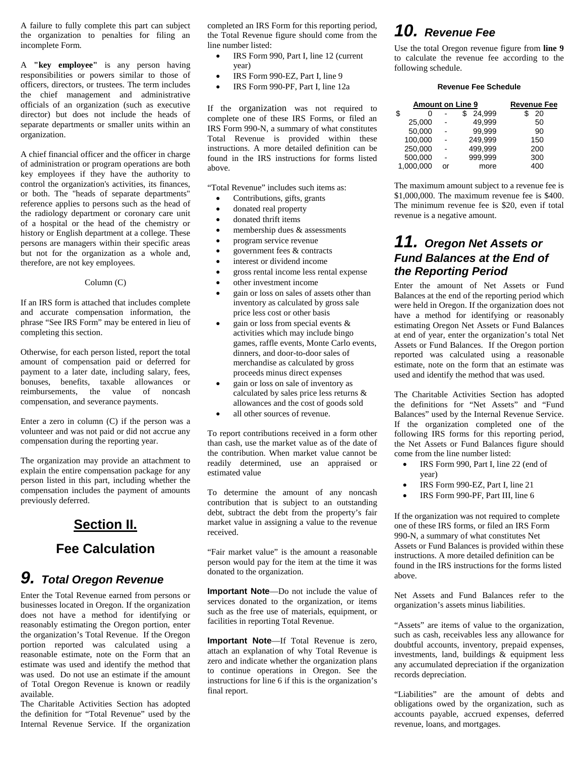A failure to fully complete this part can subject the organization to penalties for filing an incomplete Form.

A **"key employee"** is any person having responsibilities or powers similar to those of officers, directors, or trustees. The term includes the chief management and administrative officials of an organization (such as executive director) but does not include the heads of separate departments or smaller units within an organization.

A chief financial officer and the officer in charge of administration or program operations are both key employees if they have the authority to control the organization's activities, its finances, or both. The "heads of separate departments" reference applies to persons such as the head of the radiology department or coronary care unit of a hospital or the head of the chemistry or history or English department at a college. These persons are managers within their specific areas but not for the organization as a whole and, therefore, are not key employees.

Column (C)

If an IRS form is attached that includes complete and accurate compensation information, the phrase "See IRS Form" may be entered in lieu of completing this section.

Otherwise, for each person listed, report the total amount of compensation paid or deferred for payment to a later date, including salary, fees, bonuses, benefits, taxable allowances or reimbursements, the value of noncash compensation, and severance payments.

Enter a zero in column (C) if the person was a volunteer and was not paid or did not accrue any compensation during the reporting year.

The organization may provide an attachment to explain the entire compensation package for any person listed in this part, including whether the compensation includes the payment of amounts previously deferred.

# Section II.

# Fee Calculation

## 9. *Total Oregon Revenue*

Enter the Total Revenue earned from persons or businesses located in Oregon. If the organization does not have a method for identifying or reasonably estimating the Oregon portion, enter the organization's Total Revenue. If the Oregon portion reported was calculated using a reasonable estimate, note on the Form that an estimate was used and identify the method that was used. Do not use an estimate if the amount of Total Oregon Revenue is known or readily available.

The Charitable Activities Section has adopted the definition for "Total Revenue" used by the Internal Revenue Service. If the organization completed an IRS Form for this reporting period, the Total Revenue figure should come from the line number listed:

- IRS Form 990, Part I, line 12 (current year)
- IRS Form 990-EZ, Part I, line 9
- IRS Form 990-PF, Part I, line 12a

If the organization was not required to complete one of these IRS Forms, or filed an IRS Form 990-N, a summary of what constitutes Total Revenue is provided within these instructions. A more detailed definition can be found in the IRS instructions for forms listed above.

"Total Revenue" includes such items as:

- Contributions, gifts, grants
- donated real property
- donated thrift items
- membership dues & assessments
- program service revenue
- government fees & contracts
- interest or dividend income
- gross rental income less rental expense
- other investment income
- gain or loss on sales of assets other than inventory as calculated by gross sale price less cost or other basis
- gain or loss from special events & activities which may include bingo games, raffle events, Monte Carlo events, dinners, and door-to-door sales of merchandise as calculated by gross proceeds minus direct expenses
- gain or loss on sale of inventory as calculated by sales price less returns & allowances and the cost of goods sold
- all other sources of revenue.

To report contributions received in a form other than cash, use the market value as of the date of the contribution. When market value cannot be readily determined, use an appraised or estimated value

To determine the amount of any noncash contribution that is subject to an outstanding debt, subtract the debt from the property's fair market value in assigning a value to the revenue received.

"Fair market value" is the amount a reasonable person would pay for the item at the time it was donated to the organization.

**Important Note**—Do not include the value of services donated to the organization, or items such as the free use of materials, equipment, or facilities in reporting Total Revenue.

**Important Note**—If Total Revenue is zero, attach an explanation of why Total Revenue is zero and indicate whether the organization plans to continue operations in Oregon. See the instructions for line 6 if this is the organization's final report.

## 10. *Revenue Fee*

Use the total Oregon revenue figure from **line 9** to calculate the revenue fee according to the following schedule.

**Revenue Fee Schedule**

| Amount on Line 9 | | | Revenue Fee |
|---|---|---|---|
| $ 0 | - | $ 24,999 | $ 20 |
| 25,000 | - | 49,999 | 50 |
| 50,000 | - | 99,999 | 90 |
| 100,000 | - | 249,999 | 150 |
| 250,000 | - | 499,999 | 200 |
| 500,000 | - | 999,999 | 300 |
| 1,000,000 | or | more | 400 |

The maximum amount subject to a revenue fee is $1,000,000. The maximum revenue fee is $400. The minimum revenue fee is $20, even if total revenue is a negative amount.

## 11. *Oregon Net Assets or Fund Balances at the End of the Reporting Period*

Enter the amount of Net Assets or Fund Balances at the end of the reporting period which were held in Oregon. If the organization does not have a method for identifying or reasonably estimating Oregon Net Assets or Fund Balances at end of year, enter the organization's total Net Assets or Fund Balances. If the Oregon portion reported was calculated using a reasonable estimate, note on the form that an estimate was used and identify the method that was used.

The Charitable Activities Section has adopted the definitions for "Net Assets" and "Fund Balances" used by the Internal Revenue Service. If the organization completed one of the following IRS forms for this reporting period, the Net Assets or Fund Balances figure should come from the line number listed:

- IRS Form 990, Part I, line 22 (end of year)
- IRS Form 990-EZ, Part I, line 21
- IRS Form 990-PF, Part III, line 6

If the organization was not required to complete one of these IRS forms, or filed an IRS Form 990-N, a summary of what constitutes Net Assets or Fund Balances is provided within these instructions. A more detailed definition can be found in the IRS instructions for the forms listed above.

Net Assets and Fund Balances refer to the organization's assets minus liabilities.

"Assets" are items of value to the organization, such as cash, receivables less any allowance for doubtful accounts, inventory, prepaid expenses, investments, land, buildings & equipment less any accumulated depreciation if the organization records depreciation.

"Liabilities" are the amount of debts and obligations owed by the organization, such as accounts payable, accrued expenses, deferred revenue, loans, and mortgages.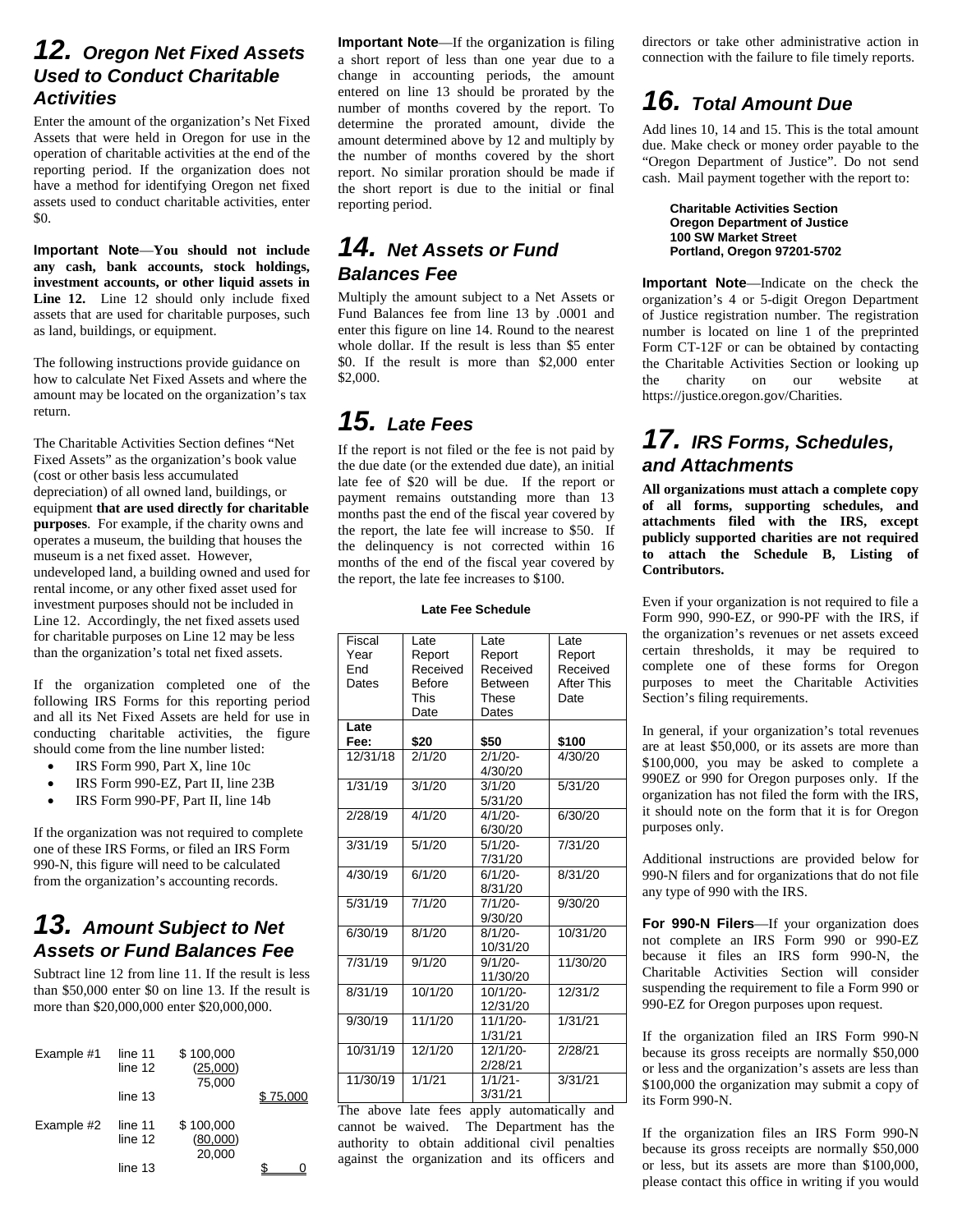## 12. *Oregon Net Fixed Assets Used to Conduct Charitable Activities*

Enter the amount of the organization's Net Fixed Assets that were held in Oregon for use in the operation of charitable activities at the end of the reporting period. If the organization does not have a method for identifying Oregon net fixed assets used to conduct charitable activities, enter $0.

**Important Note**—**You should not include any cash, bank accounts, stock holdings, investment accounts, or other liquid assets in Line 12.** Line 12 should only include fixed assets that are used for charitable purposes, such as land, buildings, or equipment.

The following instructions provide guidance on how to calculate Net Fixed Assets and where the amount may be located on the organization's tax return.

The Charitable Activities Section defines "Net Fixed Assets" as the organization's book value (cost or other basis less accumulated depreciation) of all owned land, buildings, or equipment **that are used directly for charitable purposes**. For example, if the charity owns and operates a museum, the building that houses the museum is a net fixed asset. However, undeveloped land, a building owned and used for rental income, or any other fixed asset used for investment purposes should not be included in Line 12. Accordingly, the net fixed assets used for charitable purposes on Line 12 may be less than the organization's total net fixed assets.

If the organization completed one of the following IRS Forms for this reporting period and all its Net Fixed Assets are held for use in conducting charitable activities, the figure should come from the line number listed:

- IRS Form 990, Part X, line 10c
- IRS Form 990-EZ, Part II, line 23B
- IRS Form 990-PF, Part II, line 14b

If the organization was not required to complete one of these IRS Forms, or filed an IRS Form 990-N, this figure will need to be calculated from the organization's accounting records.

## 13. *Amount Subject to Net Assets or Fund Balances Fee*

Subtract line 12 from line 11. If the result is less than $50,000 enter $0 on line 13. If the result is more than $20,000,000 enter $20,000,000.

| | | | |
|---|---|---|---|
| Example #1 | line 11 | $ 100,000 | |
| | line 12 | (25,000) | |
| | | 75,000 | |
| | line 13 | | $ 75,000 |
| Example #2 | line 11 | $ 100,000 | |
| | line 12 | (80,000) | |
| | | 20,000 | |
| | line 13 | | $ 0 |

**Important Note**—If the organization is filing a short report of less than one year due to a change in accounting periods, the amount entered on line 13 should be prorated by the number of months covered by the report. To determine the prorated amount, divide the amount determined above by 12 and multiply by the number of months covered by the short report. No similar proration should be made if the short report is due to the initial or final reporting period.

## 14. *Net Assets or Fund Balances Fee*

Multiply the amount subject to a Net Assets or Fund Balances fee from line 13 by .0001 and enter this figure on line 14. Round to the nearest whole dollar. If the result is less than $5 enter $0. If the result is more than $2,000 enter $2,000.

## 15. *Late Fees*

If the report is not filed or the fee is not paid by the due date (or the extended due date), an initial late fee of $20 will be due. If the report or payment remains outstanding more than 13 months past the end of the fiscal year covered by the report, the late fee will increase to $50. If the delinquency is not corrected within 16 months of the end of the fiscal year covered by the report, the late fee increases to $100.

**Late Fee Schedule**

| Fiscal Year End Dates | Late Report Received Before This Date | Late Report Received Between These Dates | Late Report Received After This Date |
|---|---|---|---|
| **Late Fee:** | **$20** | **$50** | **$100** |
| 12/31/18 | 2/1/20 | 2/1/20-4/30/20 | 4/30/20 |
| 1/31/19 | 3/1/20 | 3/1/20 5/31/20 | 5/31/20 |
| 2/28/19 | 4/1/20 | 4/1/20-6/30/20 | 6/30/20 |
| 3/31/19 | 5/1/20 | 5/1/20-7/31/20 | 7/31/20 |
| 4/30/19 | 6/1/20 | 6/1/20-8/31/20 | 8/31/20 |
| 5/31/19 | 7/1/20 | 7/1/20-9/30/20 | 9/30/20 |
| 6/30/19 | 8/1/20 | 8/1/20-10/31/20 | 10/31/20 |
| 7/31/19 | 9/1/20 | 9/1/20-11/30/20 | 11/30/20 |
| 8/31/19 | 10/1/20 | 10/1/20-12/31/20 | 12/31/2 |
| 9/30/19 | 11/1/20 | 11/1/20-1/31/21 | 1/31/21 |
| 10/31/19 | 12/1/20 | 12/1/20-2/28/21 | 2/28/21 |
| 11/30/19 | 1/1/21 | 1/1/21-3/31/21 | 3/31/21 |

The above late fees apply automatically and cannot be waived. The Department has the authority to obtain additional civil penalties against the organization and its officers and directors or take other administrative action in connection with the failure to file timely reports.

## 16. *Total Amount Due*

Add lines 10, 14 and 15. This is the total amount due. Make check or money order payable to the "Oregon Department of Justice". Do not send cash. Mail payment together with the report to:

**Charitable Activities Section**
**Oregon Department of Justice**
**100 SW Market Street**
**Portland, Oregon 97201-5702**

**Important Note**—Indicate on the check the organization's 4 or 5-digit Oregon Department of Justice registration number. The registration number is located on line 1 of the preprinted Form CT-12F or can be obtained by contacting the Charitable Activities Section or looking up the charity on our website at https://justice.oregon.gov/Charities.

## 17. *IRS Forms, Schedules, and Attachments*

**All organizations must attach a complete copy of all forms, supporting schedules, and attachments filed with the IRS, except publicly supported charities are not required to attach the Schedule B, Listing of Contributors.**

Even if your organization is not required to file a Form 990, 990-EZ, or 990-PF with the IRS, if the organization's revenues or net assets exceed certain thresholds, it may be required to complete one of these forms for Oregon purposes to meet the Charitable Activities Section's filing requirements.

In general, if your organization's total revenues are at least $50,000, or its assets are more than $100,000, you may be asked to complete a 990EZ or 990 for Oregon purposes only. If the organization has not filed the form with the IRS, it should note on the form that it is for Oregon purposes only.

Additional instructions are provided below for 990-N filers and for organizations that do not file any type of 990 with the IRS.

**For 990-N Filers**—If your organization does not complete an IRS Form 990 or 990-EZ because it files an IRS form 990-N, the Charitable Activities Section will consider suspending the requirement to file a Form 990 or 990-EZ for Oregon purposes upon request.

If the organization filed an IRS Form 990-N because its gross receipts are normally $50,000 or less and the organization's assets are less than $100,000 the organization may submit a copy of its Form 990-N.

If the organization files an IRS Form 990-N because its gross receipts are normally $50,000 or less, but its assets are more than $100,000, please contact this office in writing if you would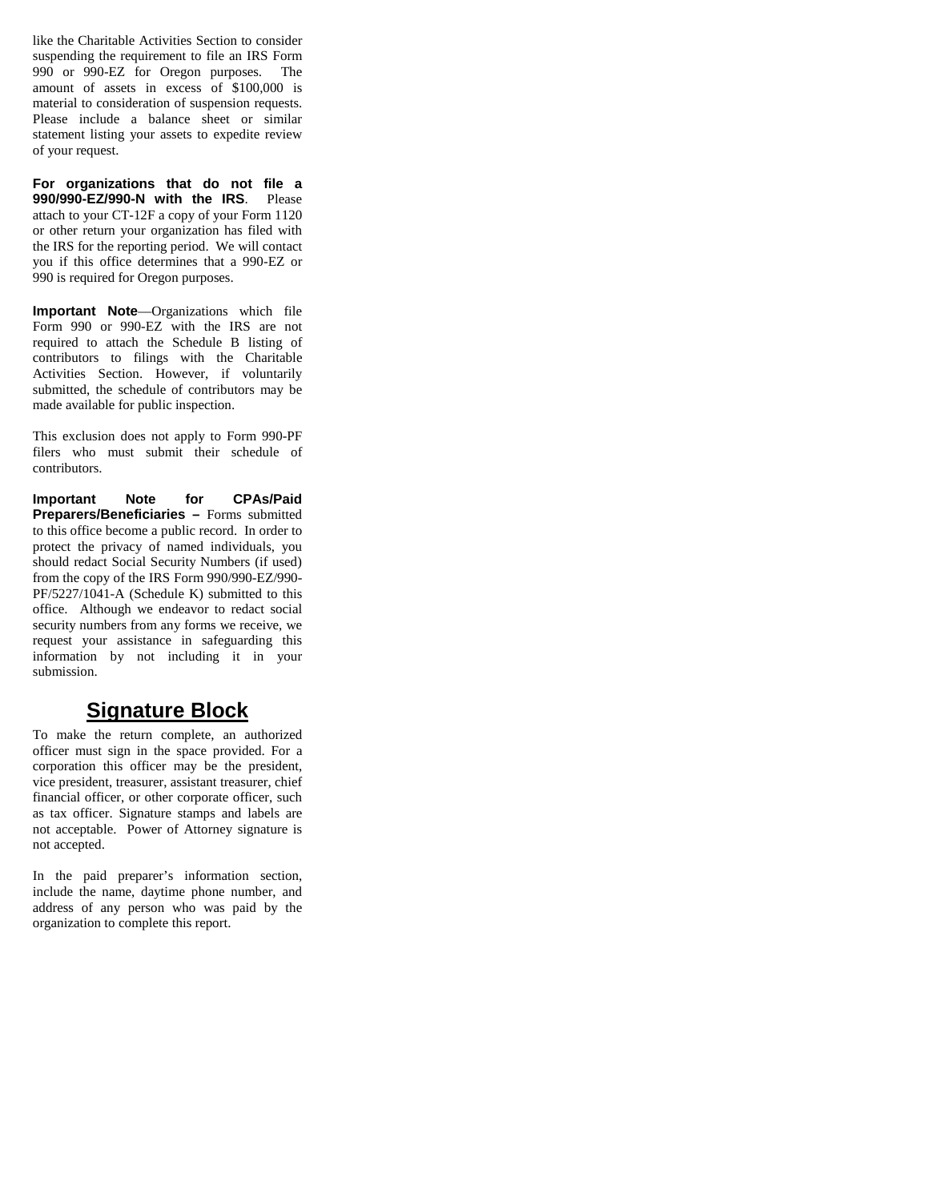like the Charitable Activities Section to consider suspending the requirement to file an IRS Form 990 or 990-EZ for Oregon purposes. The amount of assets in excess of $100,000 is material to consideration of suspension requests. Please include a balance sheet or similar statement listing your assets to expedite review of your request.

**For organizations that do not file a 990/990-EZ/990-N with the IRS**. Please attach to your CT-12F a copy of your Form 1120 or other return your organization has filed with the IRS for the reporting period. We will contact you if this office determines that a 990-EZ or 990 is required for Oregon purposes.

**Important Note**—Organizations which file Form 990 or 990-EZ with the IRS are not required to attach the Schedule B listing of contributors to filings with the Charitable Activities Section. However, if voluntarily submitted, the schedule of contributors may be made available for public inspection.

This exclusion does not apply to Form 990-PF filers who must submit their schedule of contributors.

**Important Note for CPAs/Paid Preparers/Beneficiaries –** Forms submitted to this office become a public record. In order to protect the privacy of named individuals, you should redact Social Security Numbers (if used) from the copy of the IRS Form 990/990-EZ/990-PF/5227/1041-A (Schedule K) submitted to this office. Although we endeavor to redact social security numbers from any forms we receive, we request your assistance in safeguarding this information by not including it in your submission.

## Signature Block

To make the return complete, an authorized officer must sign in the space provided. For a corporation this officer may be the president, vice president, treasurer, assistant treasurer, chief financial officer, or other corporate officer, such as tax officer. Signature stamps and labels are not acceptable. Power of Attorney signature is not accepted.

In the paid preparer's information section, include the name, daytime phone number, and address of any person who was paid by the organization to complete this report.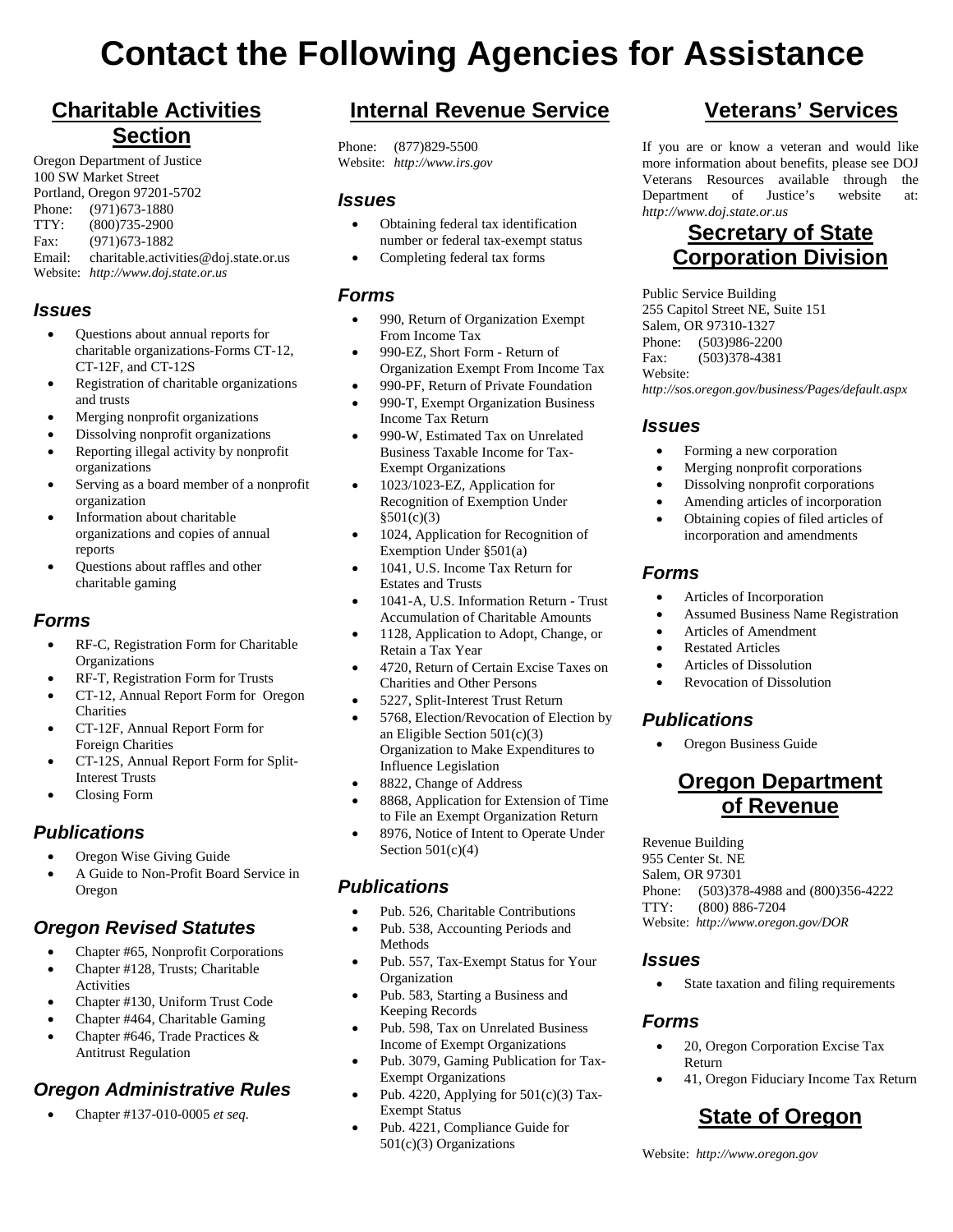# Contact the Following Agencies for Assistance

## Charitable Activities Section

Oregon Department of Justice
100 SW Market Street
Portland, Oregon 97201-5702
Phone: (971)673-1880
TTY: (800)735-2900
Fax: (971)673-1882
Email: charitable.activities@doj.state.or.us
Website: *http://www.doj.state.or.us*

### Issues

- Questions about annual reports for charitable organizations-Forms CT-12, CT-12F, and CT-12S
- Registration of charitable organizations and trusts
- Merging nonprofit organizations
- Dissolving nonprofit organizations
- Reporting illegal activity by nonprofit organizations
- Serving as a board member of a nonprofit organization
- Information about charitable organizations and copies of annual reports
- Questions about raffles and other charitable gaming

### Forms

- RF-C, Registration Form for Charitable Organizations
- RF-T, Registration Form for Trusts
- CT-12, Annual Report Form for Oregon Charities
- CT-12F, Annual Report Form for Foreign Charities
- CT-12S, Annual Report Form for Split-Interest Trusts
- Closing Form

### Publications

- Oregon Wise Giving Guide
- A Guide to Non-Profit Board Service in Oregon

### Oregon Revised Statutes

- Chapter #65, Nonprofit Corporations
- Chapter #128, Trusts; Charitable Activities
- Chapter #130, Uniform Trust Code
- Chapter #464, Charitable Gaming
- Chapter #646, Trade Practices & Antitrust Regulation

### Oregon Administrative Rules

- Chapter #137-010-0005 *et seq.*

## Internal Revenue Service

Phone: (877)829-5500
Website: *http://www.irs.gov*

### Issues

- Obtaining federal tax identification number or federal tax-exempt status
- Completing federal tax forms

### Forms

- 990, Return of Organization Exempt From Income Tax
- 990-EZ, Short Form - Return of Organization Exempt From Income Tax
- 990-PF, Return of Private Foundation
- 990-T, Exempt Organization Business Income Tax Return
- 990-W, Estimated Tax on Unrelated Business Taxable Income for Tax-Exempt Organizations
- 1023/1023-EZ, Application for Recognition of Exemption Under §501(c)(3)
- 1024, Application for Recognition of Exemption Under §501(a)
- 1041, U.S. Income Tax Return for Estates and Trusts
- 1041-A, U.S. Information Return - Trust Accumulation of Charitable Amounts
- 1128, Application to Adopt, Change, or Retain a Tax Year
- 4720, Return of Certain Excise Taxes on Charities and Other Persons
- 5227, Split-Interest Trust Return
- 5768, Election/Revocation of Election by an Eligible Section 501(c)(3) Organization to Make Expenditures to Influence Legislation
- 8822, Change of Address
- 8868, Application for Extension of Time to File an Exempt Organization Return
- 8976, Notice of Intent to Operate Under Section 501(c)(4)

### Publications

- Pub. 526, Charitable Contributions
- Pub. 538, Accounting Periods and Methods
- Pub. 557, Tax-Exempt Status for Your Organization
- Pub. 583, Starting a Business and Keeping Records
- Pub. 598, Tax on Unrelated Business Income of Exempt Organizations
- Pub. 3079, Gaming Publication for Tax-Exempt Organizations
- Pub. 4220, Applying for 501(c)(3) Tax-Exempt Status
- Pub. 4221, Compliance Guide for 501(c)(3) Organizations

## Veterans' Services

If you are or know a veteran and would like more information about benefits, please see DOJ Veterans Resources available through the Department of Justice's website at: *http://www.doj.state.or.us*

## Secretary of State Corporation Division

Public Service Building
255 Capitol Street NE, Suite 151
Salem, OR 97310-1327
Phone: (503)986-2200
Fax: (503)378-4381
Website:
*http://sos.oregon.gov/business/Pages/default.aspx*

### Issues

- Forming a new corporation
- Merging nonprofit corporations
- Dissolving nonprofit corporations
- Amending articles of incorporation
- Obtaining copies of filed articles of incorporation and amendments

### Forms

- Articles of Incorporation
- Assumed Business Name Registration
- Articles of Amendment
- Restated Articles
- Articles of Dissolution
- Revocation of Dissolution

### Publications

- Oregon Business Guide

## Oregon Department of Revenue

Revenue Building
955 Center St. NE
Salem, OR 97301
Phone: (503)378-4988 and (800)356-4222
TTY: (800) 886-7204
Website: *http://www.oregon.gov/DOR*

### Issues

- State taxation and filing requirements

### Forms

- 20, Oregon Corporation Excise Tax Return
- 41, Oregon Fiduciary Income Tax Return

## State of Oregon

Website: *http://www.oregon.gov*